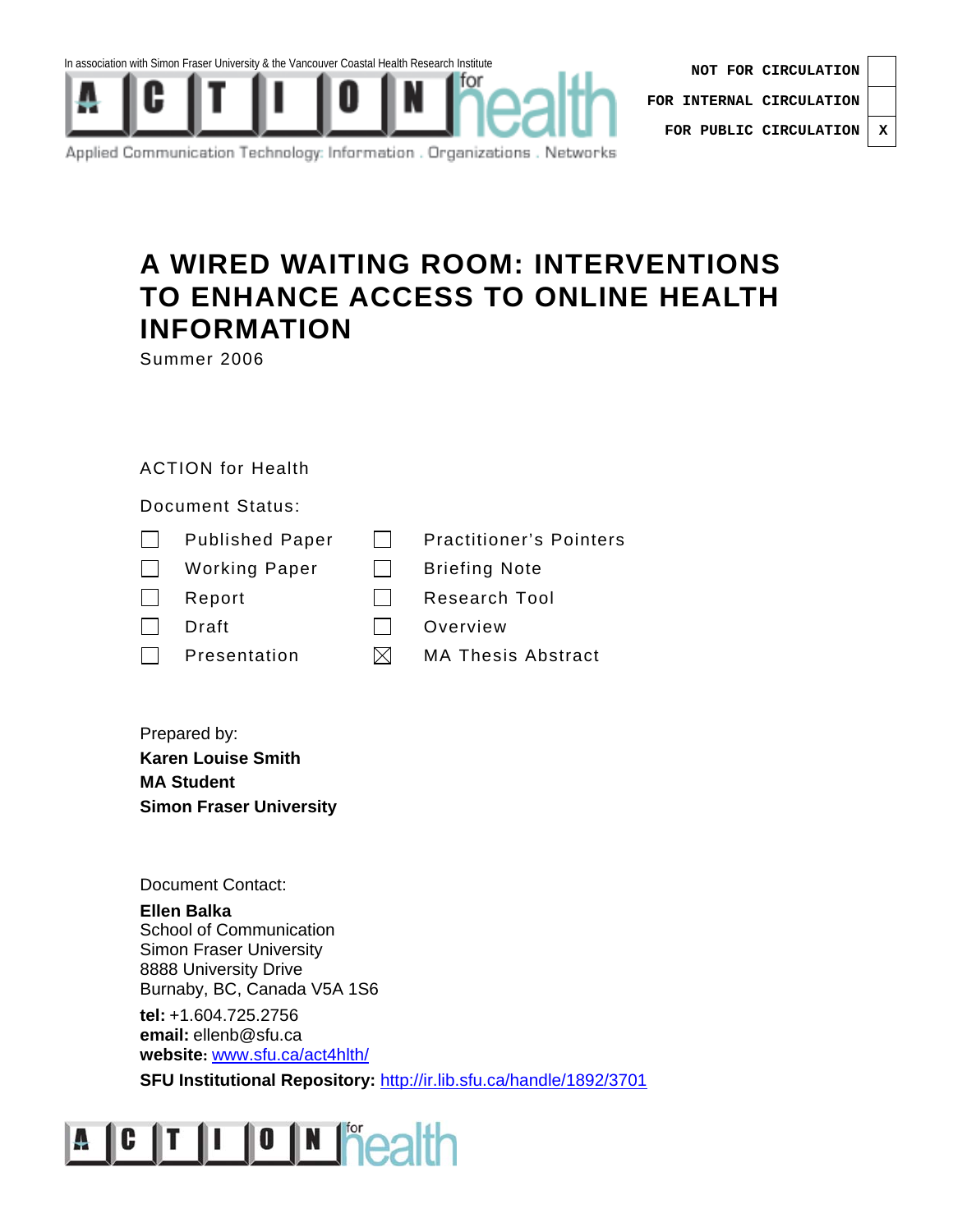In association with Simon Fraser University & the Vancouver Coastal Health Research Institute

ACTION for health

Applied Communication Technology: Information . Organizations . Networks

| | |
|---|---|
| NOT FOR CIRCULATION | |
| FOR INTERNAL CIRCULATION | |
| FOR PUBLIC CIRCULATION | X |

# A WIRED WAITING ROOM: INTERVENTIONS TO ENHANCE ACCESS TO ONLINE HEALTH INFORMATION

Summer 2006

ACTION for Health

Document Status:

- ☐ Published Paper
- ☐ Working Paper
- ☐ Report
- ☐ Draft
- ☐ Presentation
- ☐ Practitioner's Pointers
- ☐ Briefing Note
- ☐ Research Tool
- ☐ Overview
- ☒ MA Thesis Abstract

Prepared by:

**Karen Louise Smith**
**MA Student**
**Simon Fraser University**

Document Contact:

**Ellen Balka**
School of Communication
Simon Fraser University
8888 University Drive
Burnaby, BC, Canada V5A 1S6

**tel:** +1.604.725.2756
**email:** ellenb@sfu.ca
**website:** www.sfu.ca/act4hlth/

**SFU Institutional Repository:** http://ir.lib.sfu.ca/handle/1892/3701

ACTION for health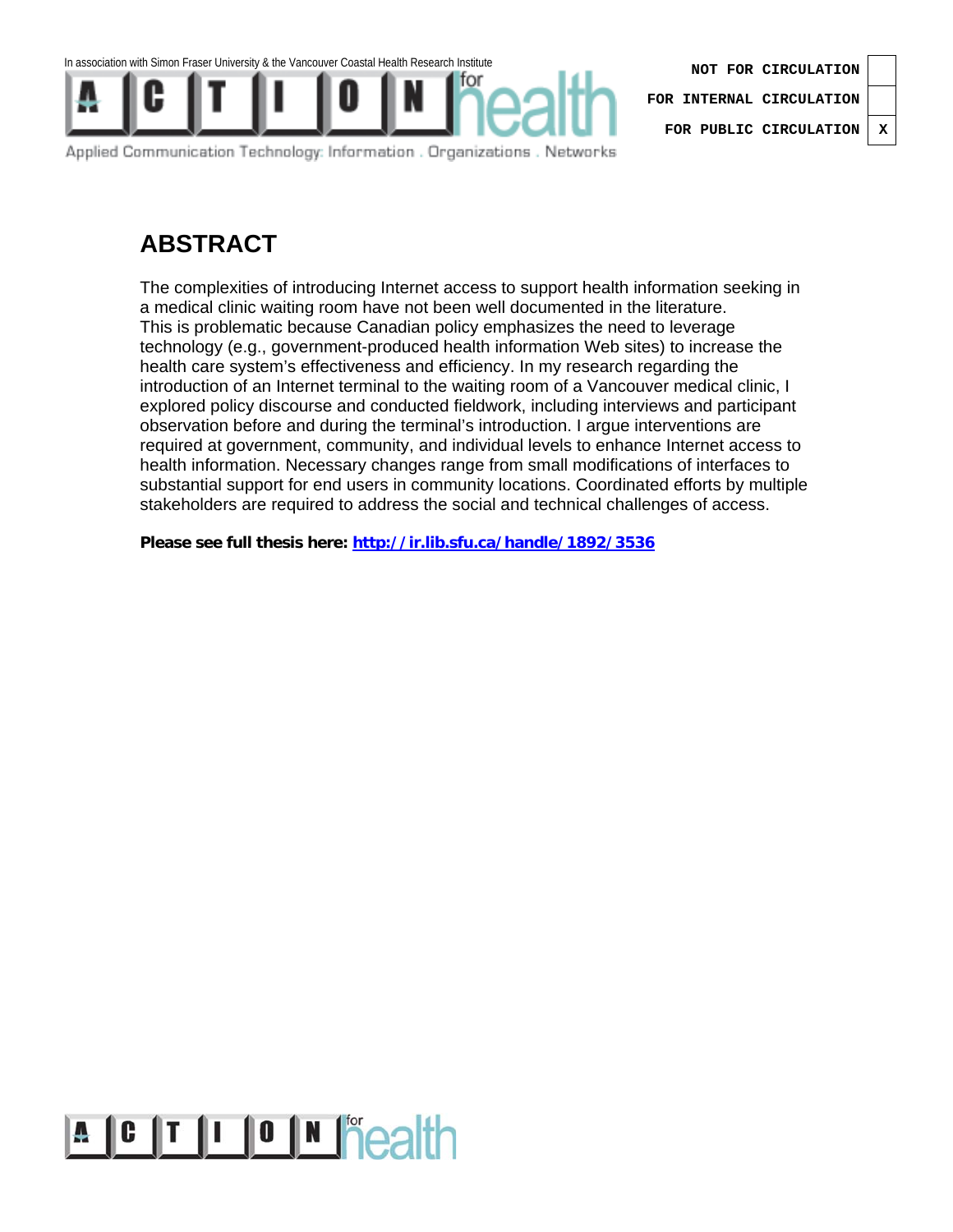In association with Simon Fraser University & the Vancouver Coastal Health Research Institute

ACTION for health

Applied Communication Technology: Information . Organizations . Networks

| | |
|---|---|
| NOT FOR CIRCULATION | |
| FOR INTERNAL CIRCULATION | |
| FOR PUBLIC CIRCULATION | X |

## ABSTRACT

The complexities of introducing Internet access to support health information seeking in a medical clinic waiting room have not been well documented in the literature. This is problematic because Canadian policy emphasizes the need to leverage technology (e.g., government-produced health information Web sites) to increase the health care system's effectiveness and efficiency. In my research regarding the introduction of an Internet terminal to the waiting room of a Vancouver medical clinic, I explored policy discourse and conducted fieldwork, including interviews and participant observation before and during the terminal's introduction. I argue interventions are required at government, community, and individual levels to enhance Internet access to health information. Necessary changes range from small modifications of interfaces to substantial support for end users in community locations. Coordinated efforts by multiple stakeholders are required to address the social and technical challenges of access.

**Please see full thesis here: http://ir.lib.sfu.ca/handle/1892/3536**